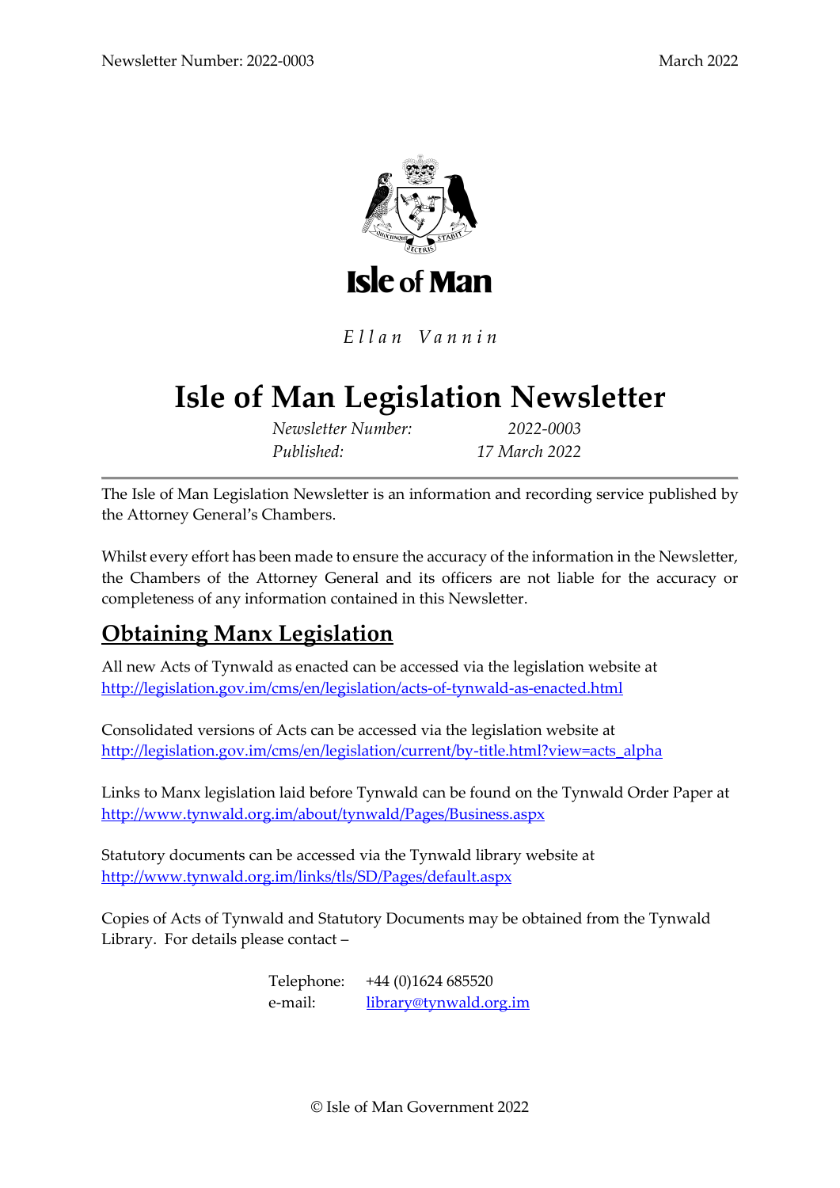Isle of Man

*Ellan Vannin*

# Isle of Man Legislation Newsletter

*Newsletter Number:* *2022-0003*
*Published:* *17 March 2022*

---

The Isle of Man Legislation Newsletter is an information and recording service published by the Attorney General's Chambers.

Whilst every effort has been made to ensure the accuracy of the information in the Newsletter, the Chambers of the Attorney General and its officers are not liable for the accuracy or completeness of any information contained in this Newsletter.

## Obtaining Manx Legislation

All new Acts of Tynwald as enacted can be accessed via the legislation website at
http://legislation.gov.im/cms/en/legislation/acts-of-tynwald-as-enacted.html

Consolidated versions of Acts can be accessed via the legislation website at
http://legislation.gov.im/cms/en/legislation/current/by-title.html?view=acts_alpha

Links to Manx legislation laid before Tynwald can be found on the Tynwald Order Paper at
http://www.tynwald.org.im/about/tynwald/Pages/Business.aspx

Statutory documents can be accessed via the Tynwald library website at
http://www.tynwald.org.im/links/tls/SD/Pages/default.aspx

Copies of Acts of Tynwald and Statutory Documents may be obtained from the Tynwald Library. For details please contact –

Telephone: +44 (0)1624 685520
e-mail: library@tynwald.org.im

© Isle of Man Government 2022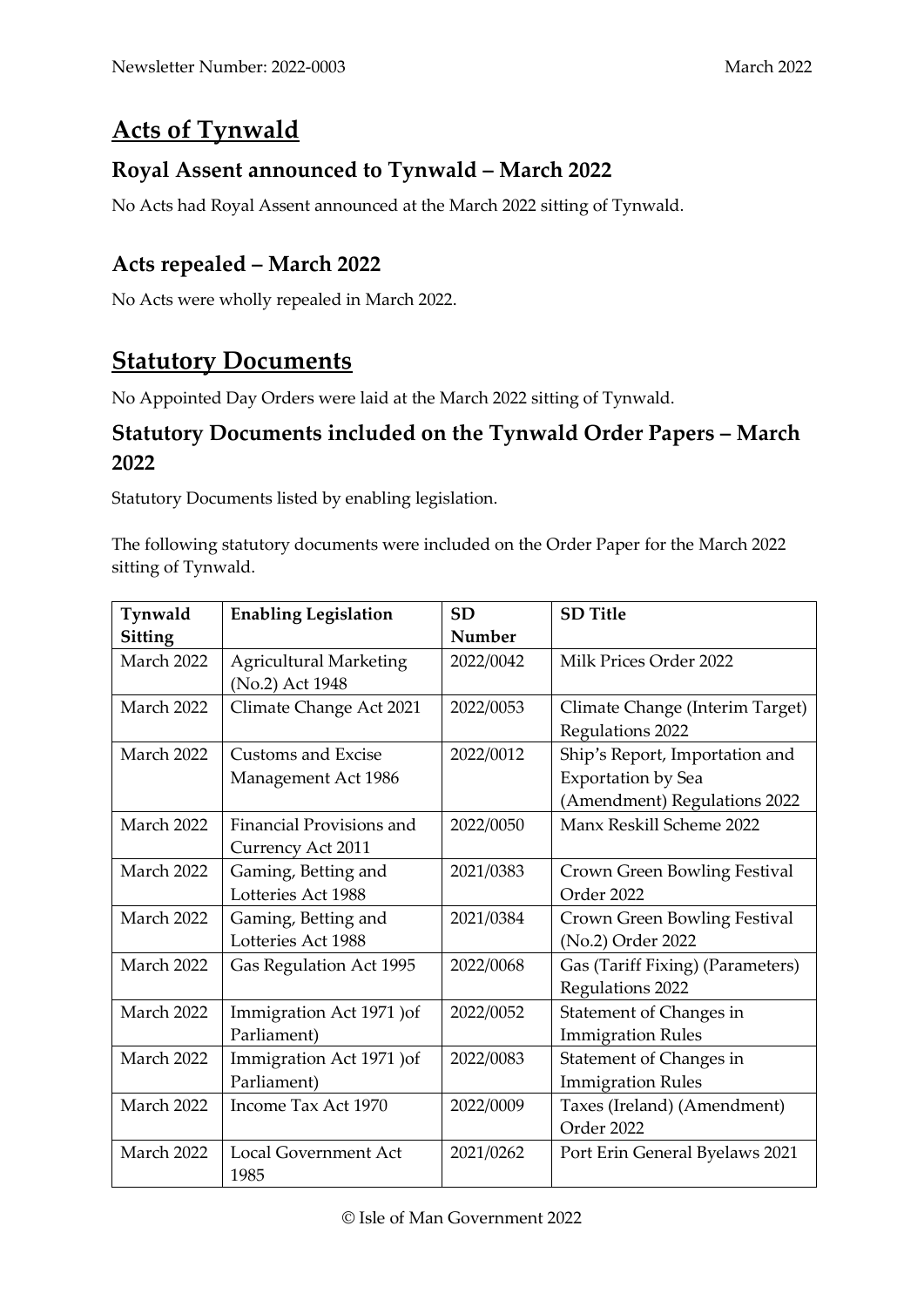# Acts of Tynwald

## Royal Assent announced to Tynwald – March 2022

No Acts had Royal Assent announced at the March 2022 sitting of Tynwald.

## Acts repealed – March 2022

No Acts were wholly repealed in March 2022.

# Statutory Documents

No Appointed Day Orders were laid at the March 2022 sitting of Tynwald.

## Statutory Documents included on the Tynwald Order Papers – March 2022

Statutory Documents listed by enabling legislation.

The following statutory documents were included on the Order Paper for the March 2022 sitting of Tynwald.

| Tynwald Sitting | Enabling Legislation | SD Number | SD Title |
|---|---|---|---|
| March 2022 | Agricultural Marketing (No.2) Act 1948 | 2022/0042 | Milk Prices Order 2022 |
| March 2022 | Climate Change Act 2021 | 2022/0053 | Climate Change (Interim Target) Regulations 2022 |
| March 2022 | Customs and Excise Management Act 1986 | 2022/0012 | Ship's Report, Importation and Exportation by Sea (Amendment) Regulations 2022 |
| March 2022 | Financial Provisions and Currency Act 2011 | 2022/0050 | Manx Reskill Scheme 2022 |
| March 2022 | Gaming, Betting and Lotteries Act 1988 | 2021/0383 | Crown Green Bowling Festival Order 2022 |
| March 2022 | Gaming, Betting and Lotteries Act 1988 | 2021/0384 | Crown Green Bowling Festival (No.2) Order 2022 |
| March 2022 | Gas Regulation Act 1995 | 2022/0068 | Gas (Tariff Fixing) (Parameters) Regulations 2022 |
| March 2022 | Immigration Act 1971 )of Parliament) | 2022/0052 | Statement of Changes in Immigration Rules |
| March 2022 | Immigration Act 1971 )of Parliament) | 2022/0083 | Statement of Changes in Immigration Rules |
| March 2022 | Income Tax Act 1970 | 2022/0009 | Taxes (Ireland) (Amendment) Order 2022 |
| March 2022 | Local Government Act 1985 | 2021/0262 | Port Erin General Byelaws 2021 |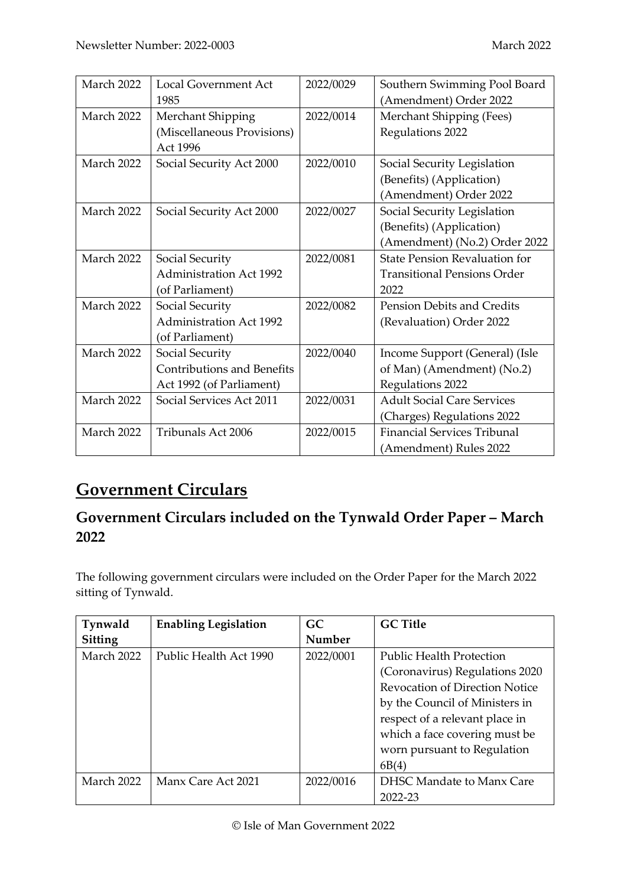| | | | |
|---|---|---|---|
| March 2022 | Local Government Act 1985 | 2022/0029 | Southern Swimming Pool Board (Amendment) Order 2022 |
| March 2022 | Merchant Shipping (Miscellaneous Provisions) Act 1996 | 2022/0014 | Merchant Shipping (Fees) Regulations 2022 |
| March 2022 | Social Security Act 2000 | 2022/0010 | Social Security Legislation (Benefits) (Application) (Amendment) Order 2022 |
| March 2022 | Social Security Act 2000 | 2022/0027 | Social Security Legislation (Benefits) (Application) (Amendment) (No.2) Order 2022 |
| March 2022 | Social Security Administration Act 1992 (of Parliament) | 2022/0081 | State Pension Revaluation for Transitional Pensions Order 2022 |
| March 2022 | Social Security Administration Act 1992 (of Parliament) | 2022/0082 | Pension Debits and Credits (Revaluation) Order 2022 |
| March 2022 | Social Security Contributions and Benefits Act 1992 (of Parliament) | 2022/0040 | Income Support (General) (Isle of Man) (Amendment) (No.2) Regulations 2022 |
| March 2022 | Social Services Act 2011 | 2022/0031 | Adult Social Care Services (Charges) Regulations 2022 |
| March 2022 | Tribunals Act 2006 | 2022/0015 | Financial Services Tribunal (Amendment) Rules 2022 |

# Government Circulars

## Government Circulars included on the Tynwald Order Paper – March 2022

The following government circulars were included on the Order Paper for the March 2022 sitting of Tynwald.

| Tynwald Sitting | Enabling Legislation | GC Number | GC Title |
|---|---|---|---|
| March 2022 | Public Health Act 1990 | 2022/0001 | Public Health Protection (Coronavirus) Regulations 2020 Revocation of Direction Notice by the Council of Ministers in respect of a relevant place in which a face covering must be worn pursuant to Regulation 6B(4) |
| March 2022 | Manx Care Act 2021 | 2022/0016 | DHSC Mandate to Manx Care 2022-23 |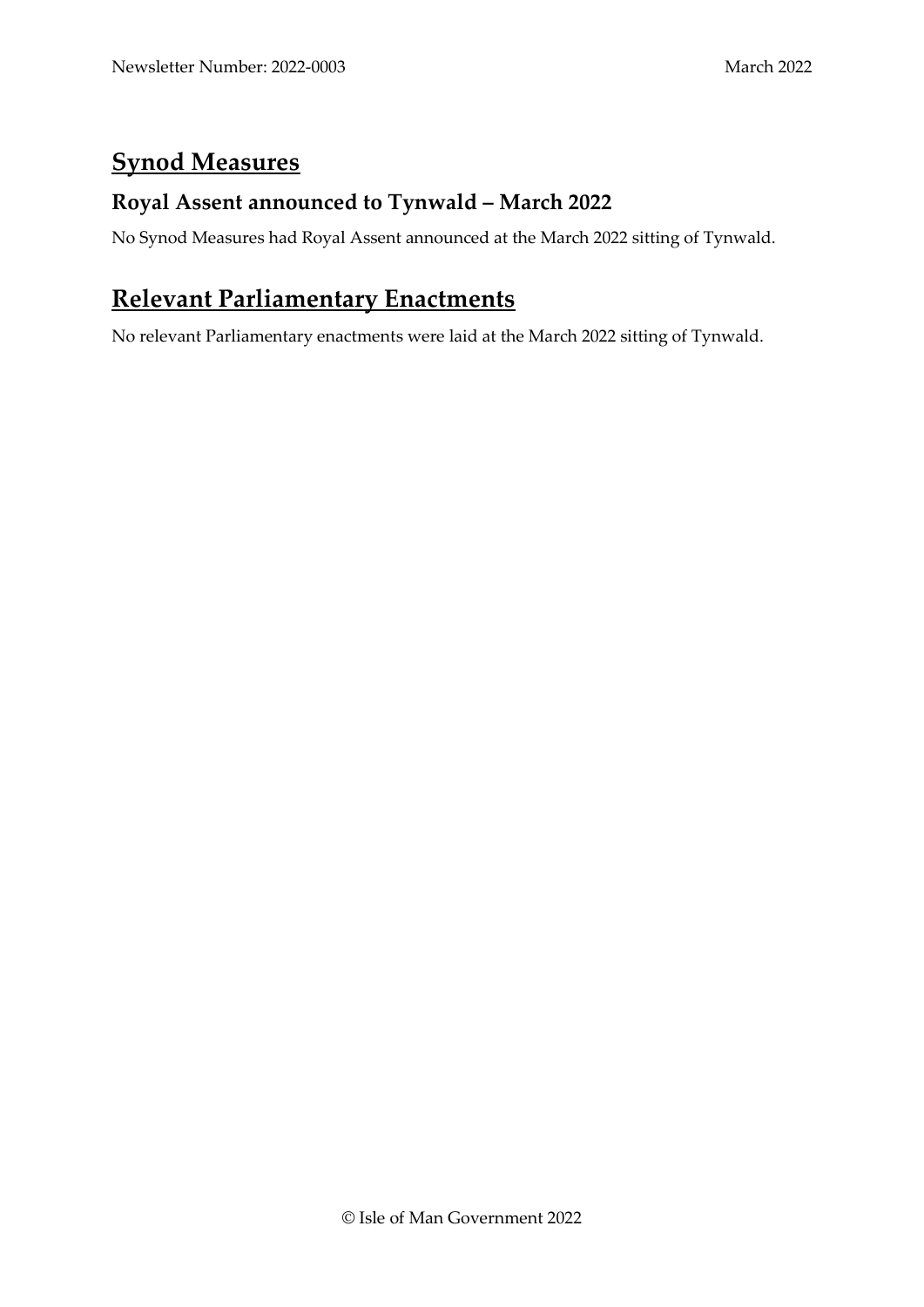# Synod Measures

## Royal Assent announced to Tynwald – March 2022

No Synod Measures had Royal Assent announced at the March 2022 sitting of Tynwald.

# Relevant Parliamentary Enactments

No relevant Parliamentary enactments were laid at the March 2022 sitting of Tynwald.